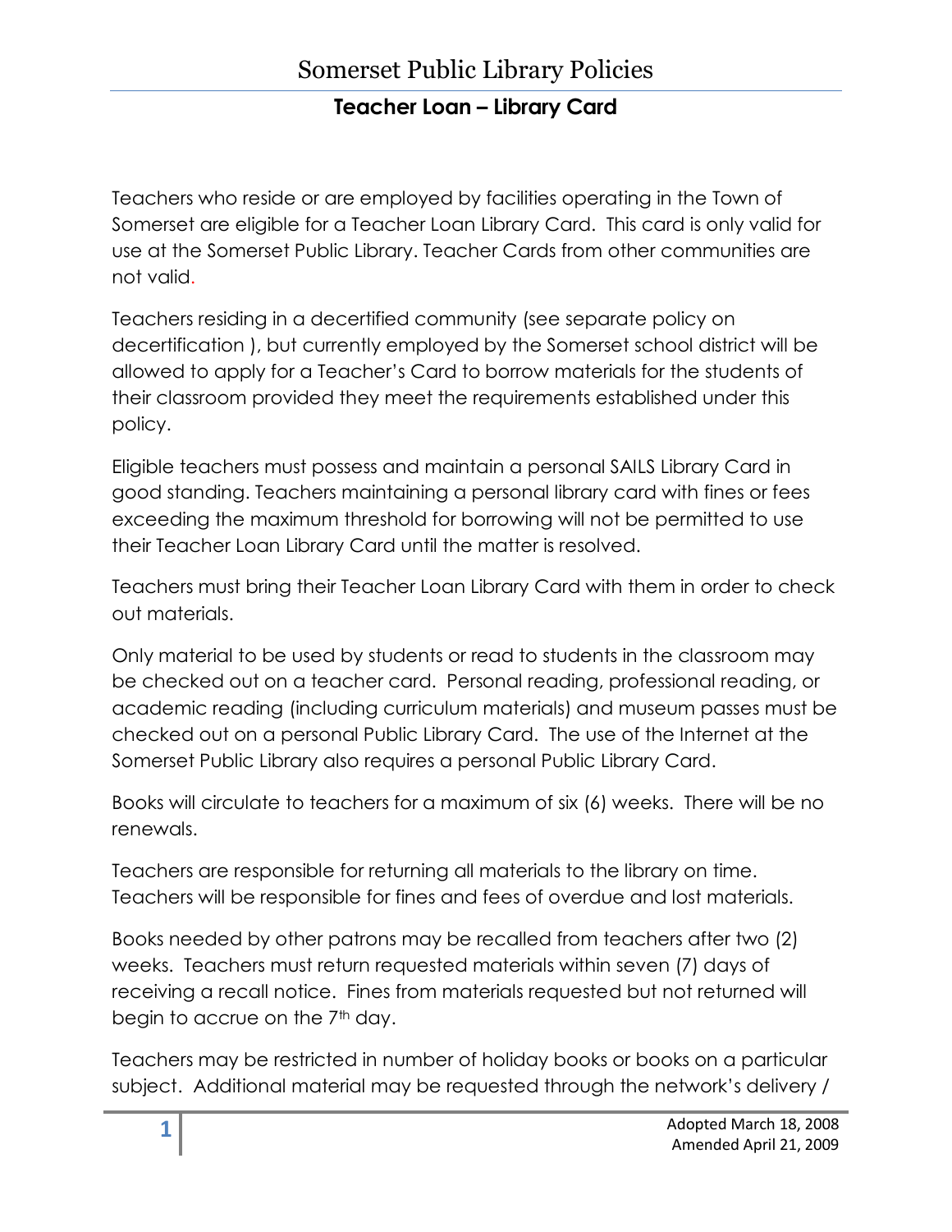# Somerset Public Library Policies

## Teacher Loan – Library Card

Teachers who reside or are employed by facilities operating in the Town of Somerset are eligible for a Teacher Loan Library Card. This card is only valid for use at the Somerset Public Library. Teacher Cards from other communities are not valid.

Teachers residing in a decertified community (see separate policy on decertification ), but currently employed by the Somerset school district will be allowed to apply for a Teacher's Card to borrow materials for the students of their classroom provided they meet the requirements established under this policy.

Eligible teachers must possess and maintain a personal SAILS Library Card in good standing. Teachers maintaining a personal library card with fines or fees exceeding the maximum threshold for borrowing will not be permitted to use their Teacher Loan Library Card until the matter is resolved.

Teachers must bring their Teacher Loan Library Card with them in order to check out materials.

Only material to be used by students or read to students in the classroom may be checked out on a teacher card. Personal reading, professional reading, or academic reading (including curriculum materials) and museum passes must be checked out on a personal Public Library Card. The use of the Internet at the Somerset Public Library also requires a personal Public Library Card.

Books will circulate to teachers for a maximum of six (6) weeks. There will be no renewals.

Teachers are responsible for returning all materials to the library on time. Teachers will be responsible for fines and fees of overdue and lost materials.

Books needed by other patrons may be recalled from teachers after two (2) weeks. Teachers must return requested materials within seven (7) days of receiving a recall notice. Fines from materials requested but not returned will begin to accrue on the 7th day.

Teachers may be restricted in number of holiday books or books on a particular subject. Additional material may be requested through the network's delivery /

Adopted March 18, 2008
Amended April 21, 2009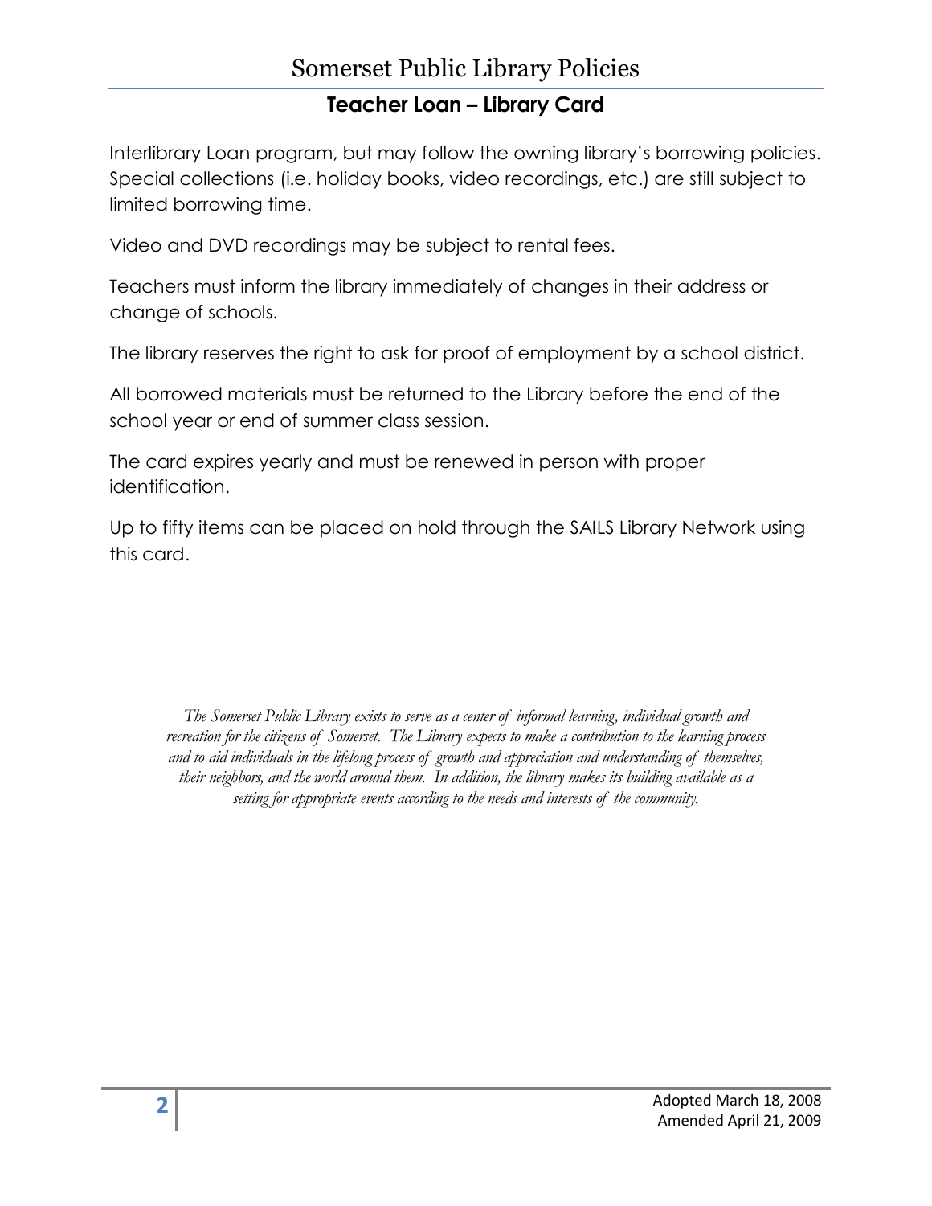## Teacher Loan – Library Card

Interlibrary Loan program, but may follow the owning library's borrowing policies. Special collections (i.e. holiday books, video recordings, etc.) are still subject to limited borrowing time.

Video and DVD recordings may be subject to rental fees.

Teachers must inform the library immediately of changes in their address or change of schools.

The library reserves the right to ask for proof of employment by a school district.

All borrowed materials must be returned to the Library before the end of the school year or end of summer class session.

The card expires yearly and must be renewed in person with proper identification.

Up to fifty items can be placed on hold through the SAILS Library Network using this card.

*The Somerset Public Library exists to serve as a center of informal learning, individual growth and recreation for the citizens of Somerset. The Library expects to make a contribution to the learning process and to aid individuals in the lifelong process of growth and appreciation and understanding of themselves, their neighbors, and the world around them. In addition, the library makes its building available as a setting for appropriate events according to the needs and interests of the community.*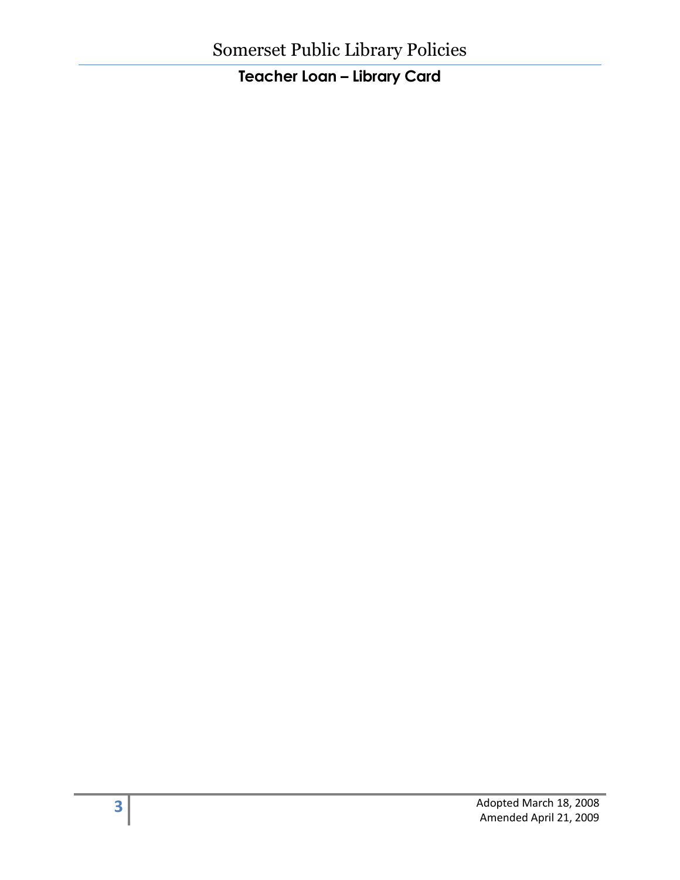## Teacher Loan – Library Card